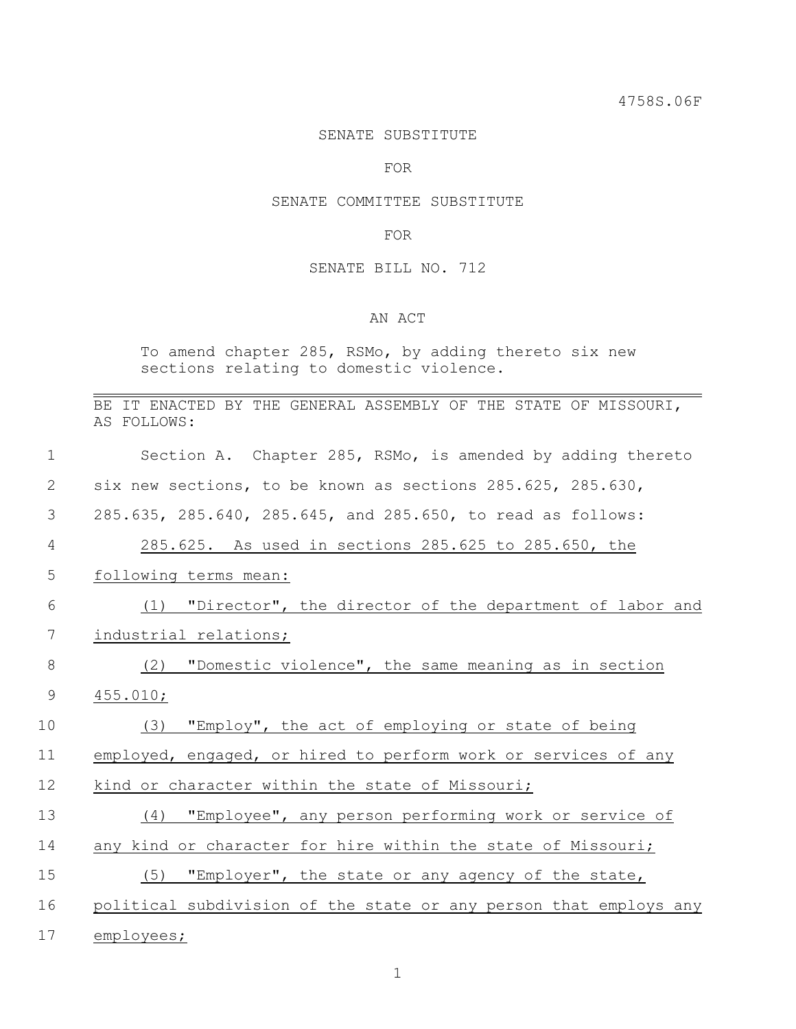4758S.06F

SENATE SUBSTITUTE

FOR

SENATE COMMITTEE SUBSTITUTE

FOR

SENATE BILL NO. 712

AN ACT

To amend chapter 285, RSMo, by adding thereto six new sections relating to domestic violence.

---

BE IT ENACTED BY THE GENERAL ASSEMBLY OF THE STATE OF MISSOURI, AS FOLLOWS:

Section A. Chapter 285, RSMo, is amended by adding thereto six new sections, to be known as sections 285.625, 285.630, 285.635, 285.640, 285.645, and 285.650, to read as follows:

285.625. As used in sections 285.625 to 285.650, the following terms mean:

(1) "Director", the director of the department of labor and industrial relations;

(2) "Domestic violence", the same meaning as in section 455.010;

(3) "Employ", the act of employing or state of being employed, engaged, or hired to perform work or services of any kind or character within the state of Missouri;

(4) "Employee", any person performing work or service of any kind or character for hire within the state of Missouri;

(5) "Employer", the state or any agency of the state, political subdivision of the state or any person that employs any employees;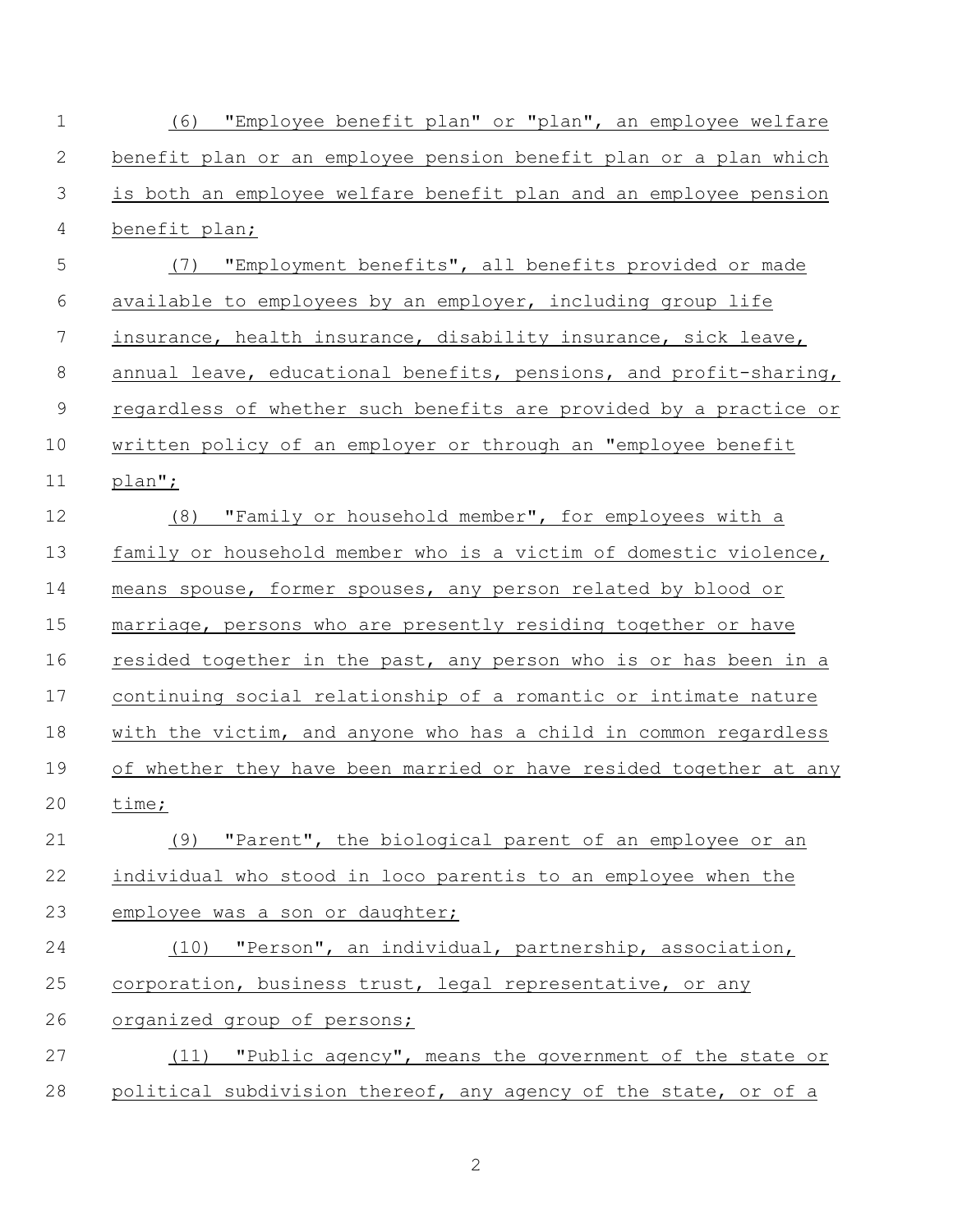(6) "Employee benefit plan" or "plan", an employee welfare benefit plan or an employee pension benefit plan or a plan which is both an employee welfare benefit plan and an employee pension benefit plan;

(7) "Employment benefits", all benefits provided or made available to employees by an employer, including group life insurance, health insurance, disability insurance, sick leave, annual leave, educational benefits, pensions, and profit-sharing, regardless of whether such benefits are provided by a practice or written policy of an employer or through an "employee benefit plan";

(8) "Family or household member", for employees with a family or household member who is a victim of domestic violence, means spouse, former spouses, any person related by blood or marriage, persons who are presently residing together or have resided together in the past, any person who is or has been in a continuing social relationship of a romantic or intimate nature with the victim, and anyone who has a child in common regardless of whether they have been married or have resided together at any time;

(9) "Parent", the biological parent of an employee or an individual who stood in loco parentis to an employee when the employee was a son or daughter;

(10) "Person", an individual, partnership, association, corporation, business trust, legal representative, or any organized group of persons;

(11) "Public agency", means the government of the state or political subdivision thereof, any agency of the state, or of a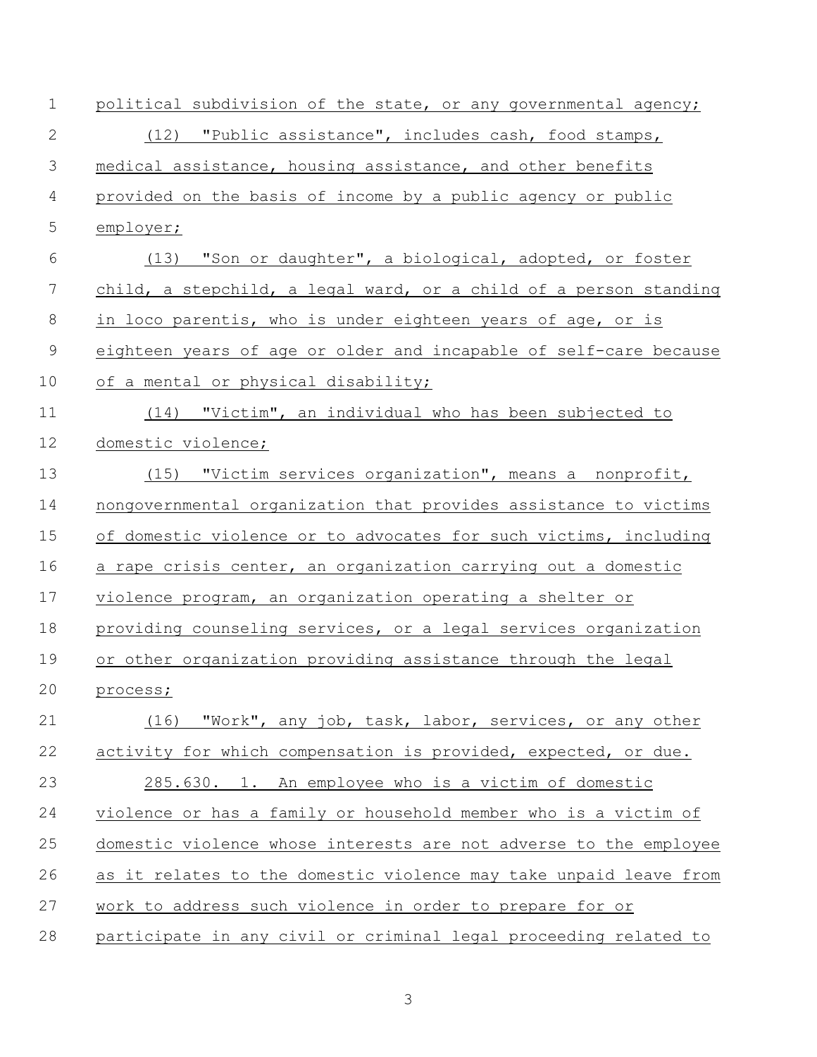political subdivision of the state, or any governmental agency;

(12) "Public assistance", includes cash, food stamps, medical assistance, housing assistance, and other benefits provided on the basis of income by a public agency or public employer;

(13) "Son or daughter", a biological, adopted, or foster child, a stepchild, a legal ward, or a child of a person standing in loco parentis, who is under eighteen years of age, or is eighteen years of age or older and incapable of self-care because of a mental or physical disability;

(14) "Victim", an individual who has been subjected to domestic violence;

(15) "Victim services organization", means a nonprofit, nongovernmental organization that provides assistance to victims of domestic violence or to advocates for such victims, including a rape crisis center, an organization carrying out a domestic violence program, an organization operating a shelter or providing counseling services, or a legal services organization or other organization providing assistance through the legal process;

(16) "Work", any job, task, labor, services, or any other activity for which compensation is provided, expected, or due.

285.630. 1. An employee who is a victim of domestic violence or has a family or household member who is a victim of domestic violence whose interests are not adverse to the employee as it relates to the domestic violence may take unpaid leave from work to address such violence in order to prepare for or participate in any civil or criminal legal proceeding related to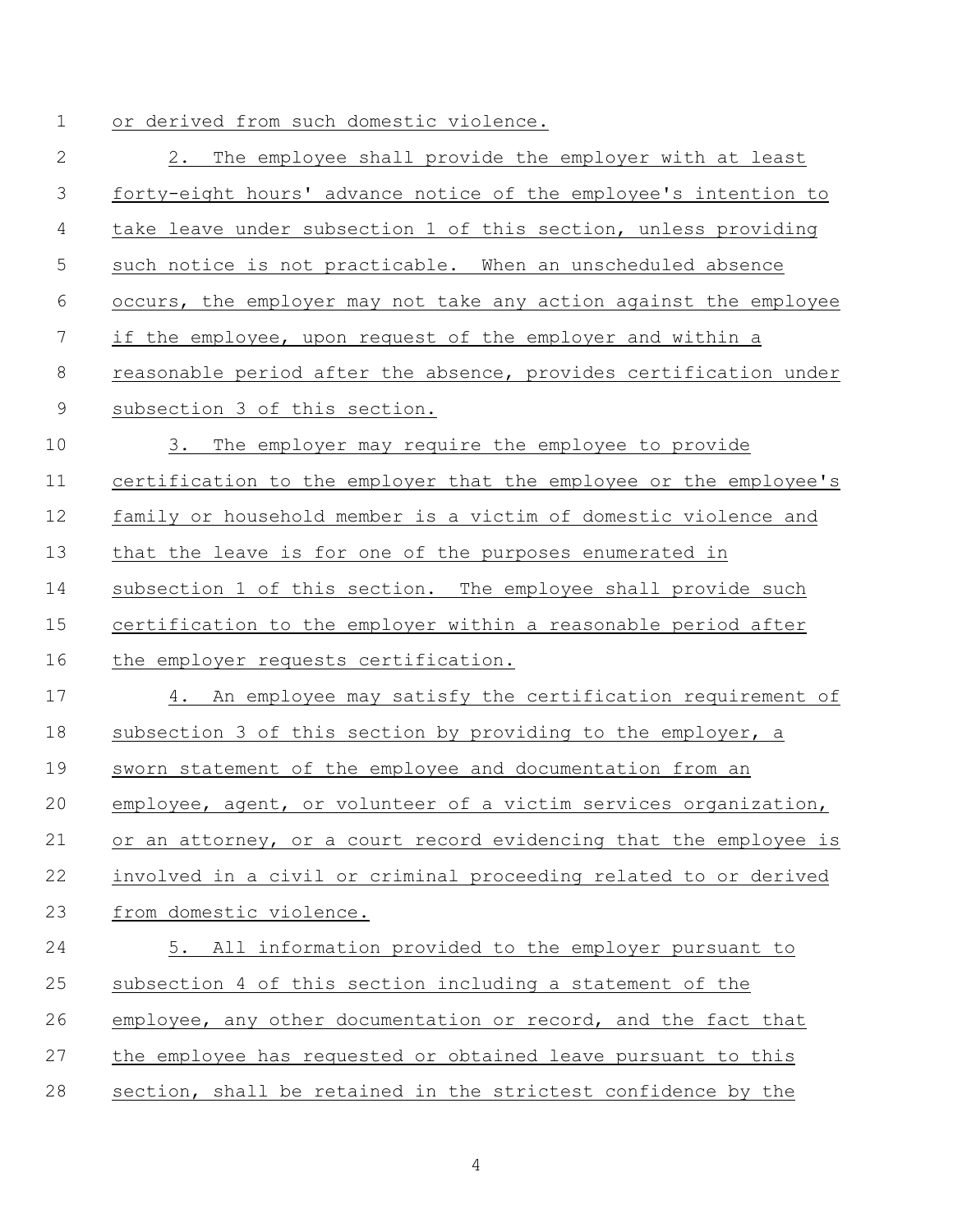or derived from such domestic violence.

2. The employee shall provide the employer with at least forty-eight hours' advance notice of the employee's intention to take leave under subsection 1 of this section, unless providing such notice is not practicable. When an unscheduled absence occurs, the employer may not take any action against the employee if the employee, upon request of the employer and within a reasonable period after the absence, provides certification under subsection 3 of this section.

3. The employer may require the employee to provide certification to the employer that the employee or the employee's family or household member is a victim of domestic violence and that the leave is for one of the purposes enumerated in subsection 1 of this section. The employee shall provide such certification to the employer within a reasonable period after the employer requests certification.

4. An employee may satisfy the certification requirement of subsection 3 of this section by providing to the employer, a sworn statement of the employee and documentation from an employee, agent, or volunteer of a victim services organization, or an attorney, or a court record evidencing that the employee is involved in a civil or criminal proceeding related to or derived from domestic violence.

5. All information provided to the employer pursuant to subsection 4 of this section including a statement of the employee, any other documentation or record, and the fact that the employee has requested or obtained leave pursuant to this section, shall be retained in the strictest confidence by the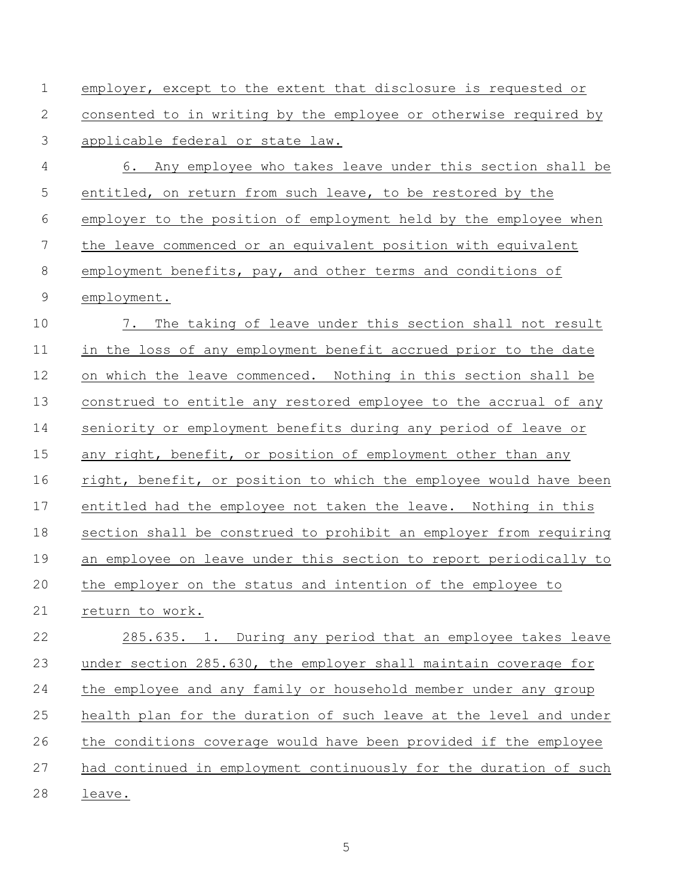employer, except to the extent that disclosure is requested or consented to in writing by the employee or otherwise required by applicable federal or state law.

6. Any employee who takes leave under this section shall be entitled, on return from such leave, to be restored by the employer to the position of employment held by the employee when the leave commenced or an equivalent position with equivalent employment benefits, pay, and other terms and conditions of employment.

7. The taking of leave under this section shall not result in the loss of any employment benefit accrued prior to the date on which the leave commenced. Nothing in this section shall be construed to entitle any restored employee to the accrual of any seniority or employment benefits during any period of leave or any right, benefit, or position of employment other than any right, benefit, or position to which the employee would have been entitled had the employee not taken the leave. Nothing in this section shall be construed to prohibit an employer from requiring an employee on leave under this section to report periodically to the employer on the status and intention of the employee to return to work.

285.635. 1. During any period that an employee takes leave under section 285.630, the employer shall maintain coverage for the employee and any family or household member under any group health plan for the duration of such leave at the level and under the conditions coverage would have been provided if the employee had continued in employment continuously for the duration of such leave.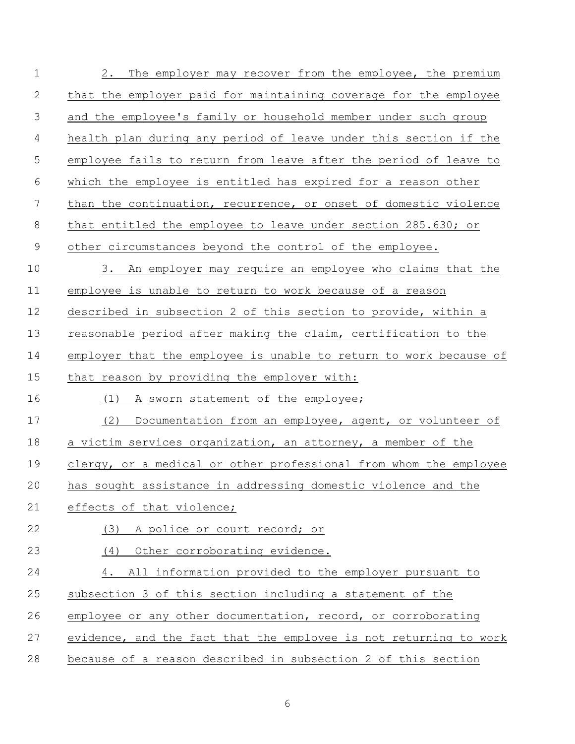2. The employer may recover from the employee, the premium that the employer paid for maintaining coverage for the employee and the employee's family or household member under such group health plan during any period of leave under this section if the employee fails to return from leave after the period of leave to which the employee is entitled has expired for a reason other than the continuation, recurrence, or onset of domestic violence that entitled the employee to leave under section 285.630; or other circumstances beyond the control of the employee.

3. An employer may require an employee who claims that the employee is unable to return to work because of a reason described in subsection 2 of this section to provide, within a reasonable period after making the claim, certification to the employer that the employee is unable to return to work because of that reason by providing the employer with:

(1) A sworn statement of the employee;

(2) Documentation from an employee, agent, or volunteer of a victim services organization, an attorney, a member of the clergy, or a medical or other professional from whom the employee has sought assistance in addressing domestic violence and the effects of that violence;

(3) A police or court record; or

(4) Other corroborating evidence.

4. All information provided to the employer pursuant to subsection 3 of this section including a statement of the employee or any other documentation, record, or corroborating evidence, and the fact that the employee is not returning to work because of a reason described in subsection 2 of this section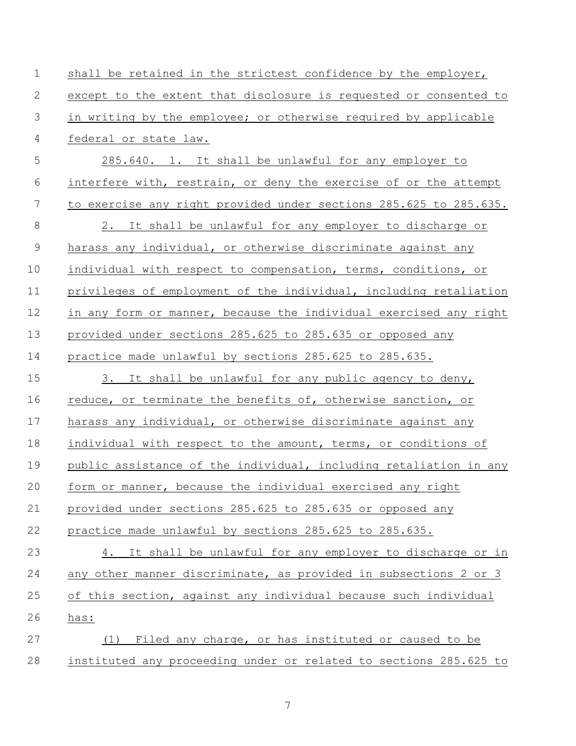shall be retained in the strictest confidence by the employer, except to the extent that disclosure is requested or consented to in writing by the employee; or otherwise required by applicable federal or state law.

285.640. 1. It shall be unlawful for any employer to interfere with, restrain, or deny the exercise of or the attempt to exercise any right provided under sections 285.625 to 285.635.

2. It shall be unlawful for any employer to discharge or harass any individual, or otherwise discriminate against any individual with respect to compensation, terms, conditions, or privileges of employment of the individual, including retaliation in any form or manner, because the individual exercised any right provided under sections 285.625 to 285.635 or opposed any practice made unlawful by sections 285.625 to 285.635.

3. It shall be unlawful for any public agency to deny, reduce, or terminate the benefits of, otherwise sanction, or harass any individual, or otherwise discriminate against any individual with respect to the amount, terms, or conditions of public assistance of the individual, including retaliation in any form or manner, because the individual exercised any right provided under sections 285.625 to 285.635 or opposed any practice made unlawful by sections 285.625 to 285.635.

4. It shall be unlawful for any employer to discharge or in any other manner discriminate, as provided in subsections 2 or 3 of this section, against any individual because such individual has:

(1) Filed any charge, or has instituted or caused to be instituted any proceeding under or related to sections 285.625 to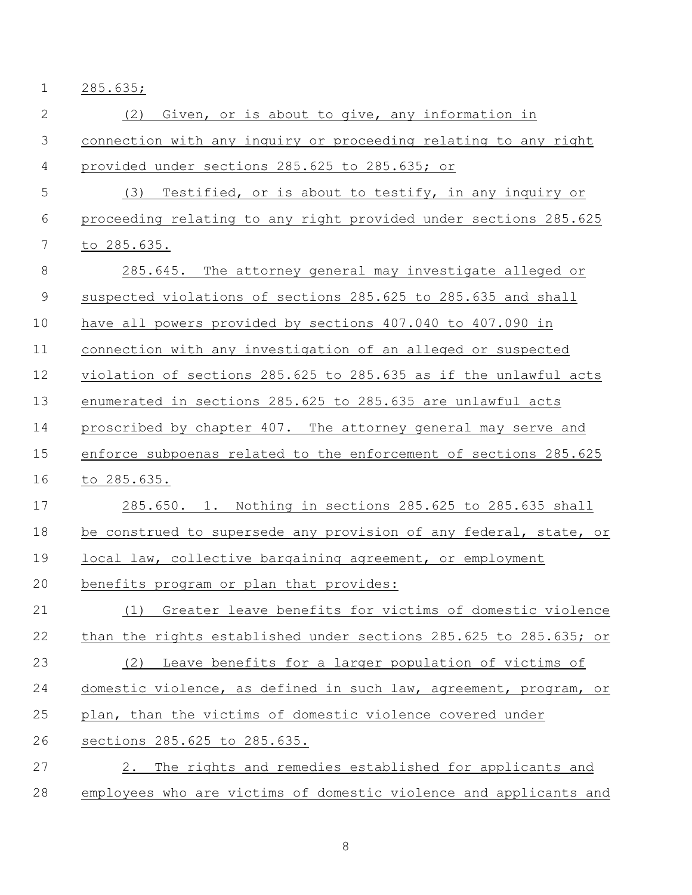285.635;

(2) Given, or is about to give, any information in connection with any inquiry or proceeding relating to any right provided under sections 285.625 to 285.635; or

(3) Testified, or is about to testify, in any inquiry or proceeding relating to any right provided under sections 285.625 to 285.635.

285.645. The attorney general may investigate alleged or suspected violations of sections 285.625 to 285.635 and shall have all powers provided by sections 407.040 to 407.090 in connection with any investigation of an alleged or suspected violation of sections 285.625 to 285.635 as if the unlawful acts enumerated in sections 285.625 to 285.635 are unlawful acts proscribed by chapter 407. The attorney general may serve and enforce subpoenas related to the enforcement of sections 285.625 to 285.635.

285.650. 1. Nothing in sections 285.625 to 285.635 shall be construed to supersede any provision of any federal, state, or local law, collective bargaining agreement, or employment benefits program or plan that provides:

(1) Greater leave benefits for victims of domestic violence than the rights established under sections 285.625 to 285.635; or

(2) Leave benefits for a larger population of victims of domestic violence, as defined in such law, agreement, program, or plan, than the victims of domestic violence covered under sections 285.625 to 285.635.

2. The rights and remedies established for applicants and employees who are victims of domestic violence and applicants and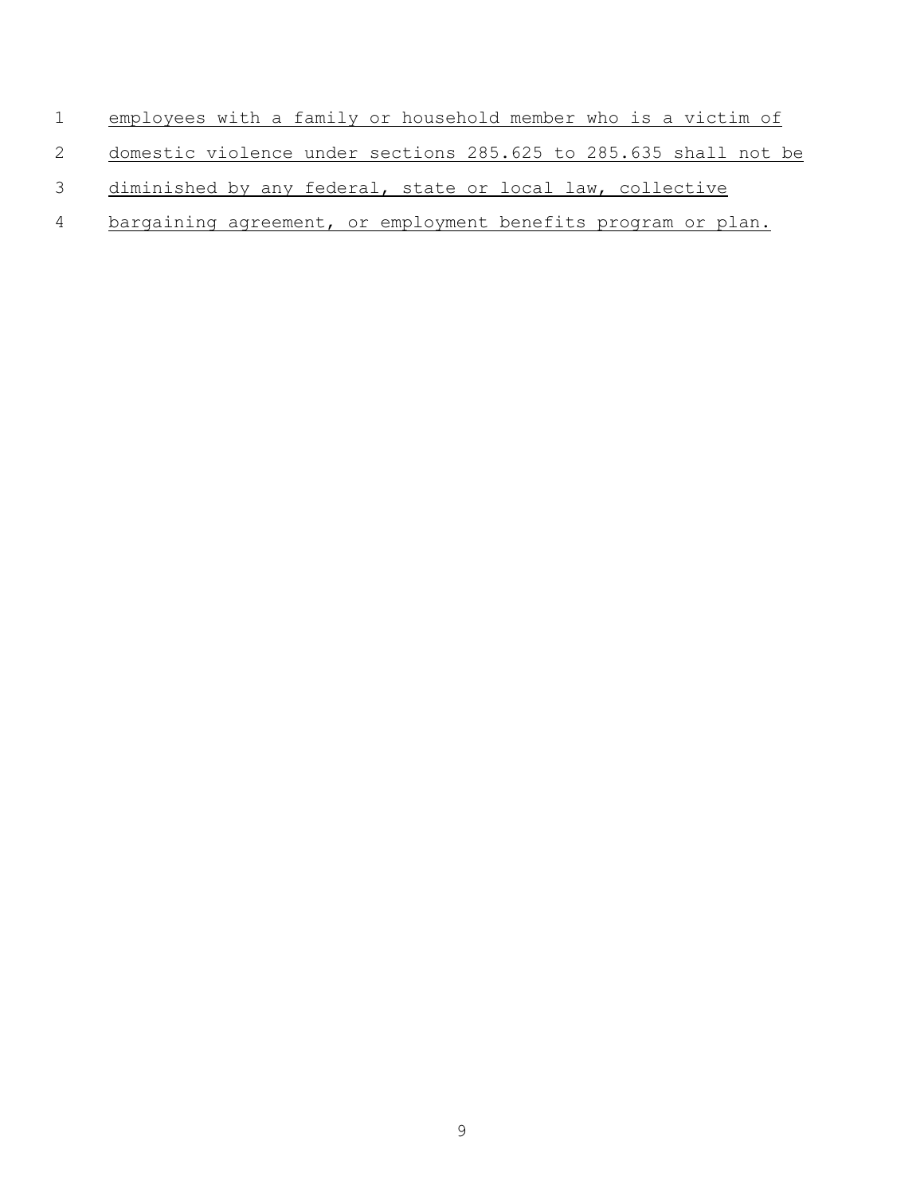employees with a family or household member who is a victim of domestic violence under sections 285.625 to 285.635 shall not be diminished by any federal, state or local law, collective bargaining agreement, or employment benefits program or plan.